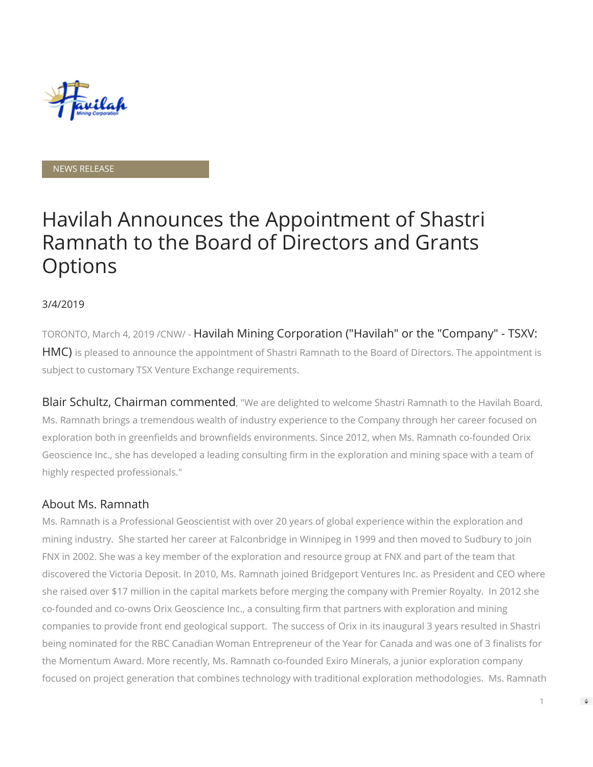NEWS RELEASE

# Havilah Announces the Appointment of Shastri Ramnath to the Board of Directors and Grants Options

3/4/2019

TORONTO, March 4, 2019 /CNW/ - Havilah Mining Corporation ("Havilah" or the "Company" - TSXV: HMC) is pleased to announce the appointment of Shastri Ramnath to the Board of Directors. The appointment is subject to customary TSX Venture Exchange requirements.

Blair Schultz, Chairman commented, "We are delighted to welcome Shastri Ramnath to the Havilah Board. Ms. Ramnath brings a tremendous wealth of industry experience to the Company through her career focused on exploration both in greenfields and brownfields environments. Since 2012, when Ms. Ramnath co-founded Orix Geoscience Inc., she has developed a leading consulting firm in the exploration and mining space with a team of highly respected professionals."

## About Ms. Ramnath

Ms. Ramnath is a Professional Geoscientist with over 20 years of global experience within the exploration and mining industry. She started her career at Falconbridge in Winnipeg in 1999 and then moved to Sudbury to join FNX in 2002. She was a key member of the exploration and resource group at FNX and part of the team that discovered the Victoria Deposit. In 2010, Ms. Ramnath joined Bridgeport Ventures Inc. as President and CEO where she raised over $17 million in the capital markets before merging the company with Premier Royalty. In 2012 she co-founded and co-owns Orix Geoscience Inc., a consulting firm that partners with exploration and mining companies to provide front end geological support. The success of Orix in its inaugural 3 years resulted in Shastri being nominated for the RBC Canadian Woman Entrepreneur of the Year for Canada and was one of 3 finalists for the Momentum Award. More recently, Ms. Ramnath co-founded Exiro Minerals, a junior exploration company focused on project generation that combines technology with traditional exploration methodologies. Ms. Ramnath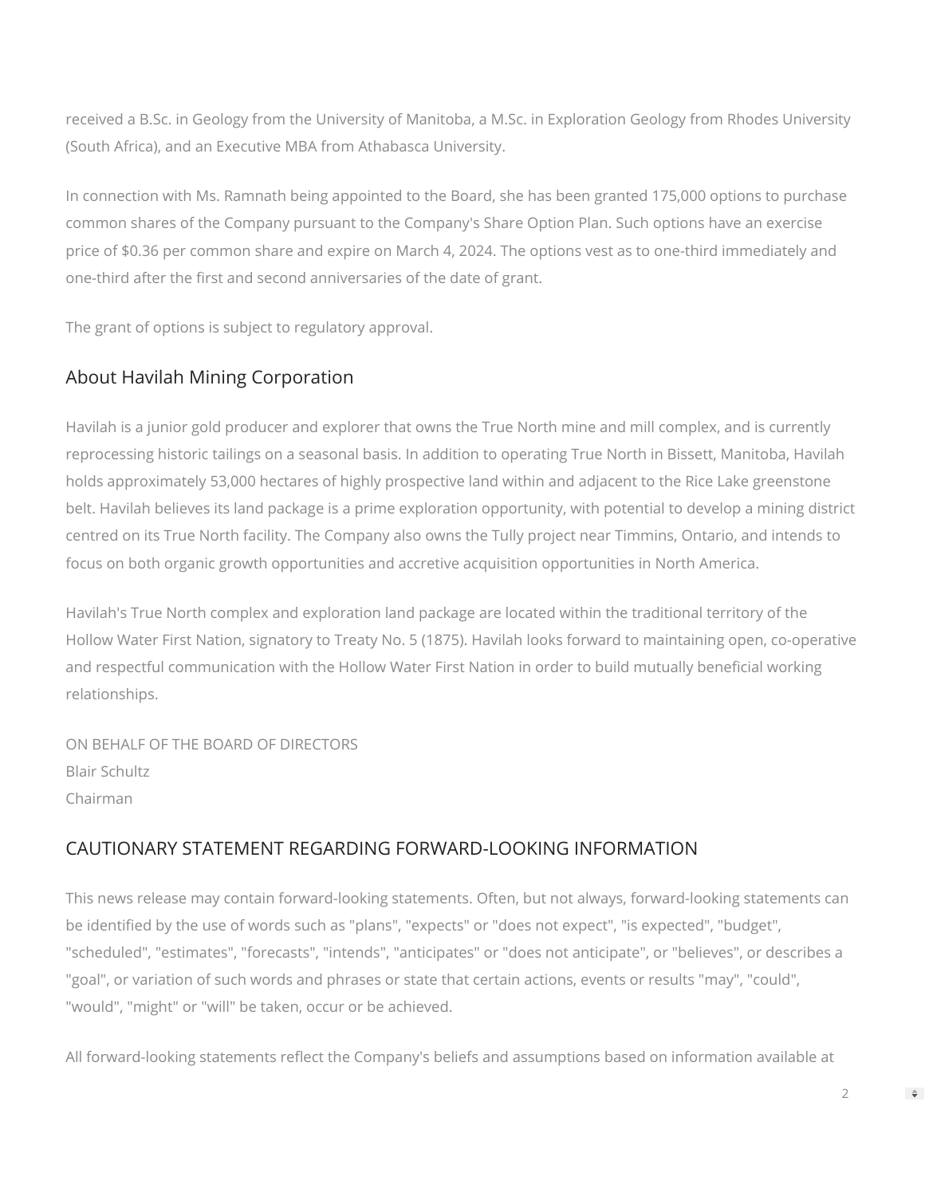received a B.Sc. in Geology from the University of Manitoba, a M.Sc. in Exploration Geology from Rhodes University (South Africa), and an Executive MBA from Athabasca University.

In connection with Ms. Ramnath being appointed to the Board, she has been granted 175,000 options to purchase common shares of the Company pursuant to the Company's Share Option Plan. Such options have an exercise price of $0.36 per common share and expire on March 4, 2024. The options vest as to one-third immediately and one-third after the first and second anniversaries of the date of grant.

The grant of options is subject to regulatory approval.

## About Havilah Mining Corporation

Havilah is a junior gold producer and explorer that owns the True North mine and mill complex, and is currently reprocessing historic tailings on a seasonal basis. In addition to operating True North in Bissett, Manitoba, Havilah holds approximately 53,000 hectares of highly prospective land within and adjacent to the Rice Lake greenstone belt. Havilah believes its land package is a prime exploration opportunity, with potential to develop a mining district centred on its True North facility. The Company also owns the Tully project near Timmins, Ontario, and intends to focus on both organic growth opportunities and accretive acquisition opportunities in North America.

Havilah's True North complex and exploration land package are located within the traditional territory of the Hollow Water First Nation, signatory to Treaty No. 5 (1875). Havilah looks forward to maintaining open, co-operative and respectful communication with the Hollow Water First Nation in order to build mutually beneficial working relationships.

ON BEHALF OF THE BOARD OF DIRECTORS
Blair Schultz
Chairman

## CAUTIONARY STATEMENT REGARDING FORWARD-LOOKING INFORMATION

This news release may contain forward-looking statements. Often, but not always, forward-looking statements can be identified by the use of words such as "plans", "expects" or "does not expect", "is expected", "budget", "scheduled", "estimates", "forecasts", "intends", "anticipates" or "does not anticipate", or "believes", or describes a "goal", or variation of such words and phrases or state that certain actions, events or results "may", "could", "would", "might" or "will" be taken, occur or be achieved.

All forward-looking statements reflect the Company's beliefs and assumptions based on information available at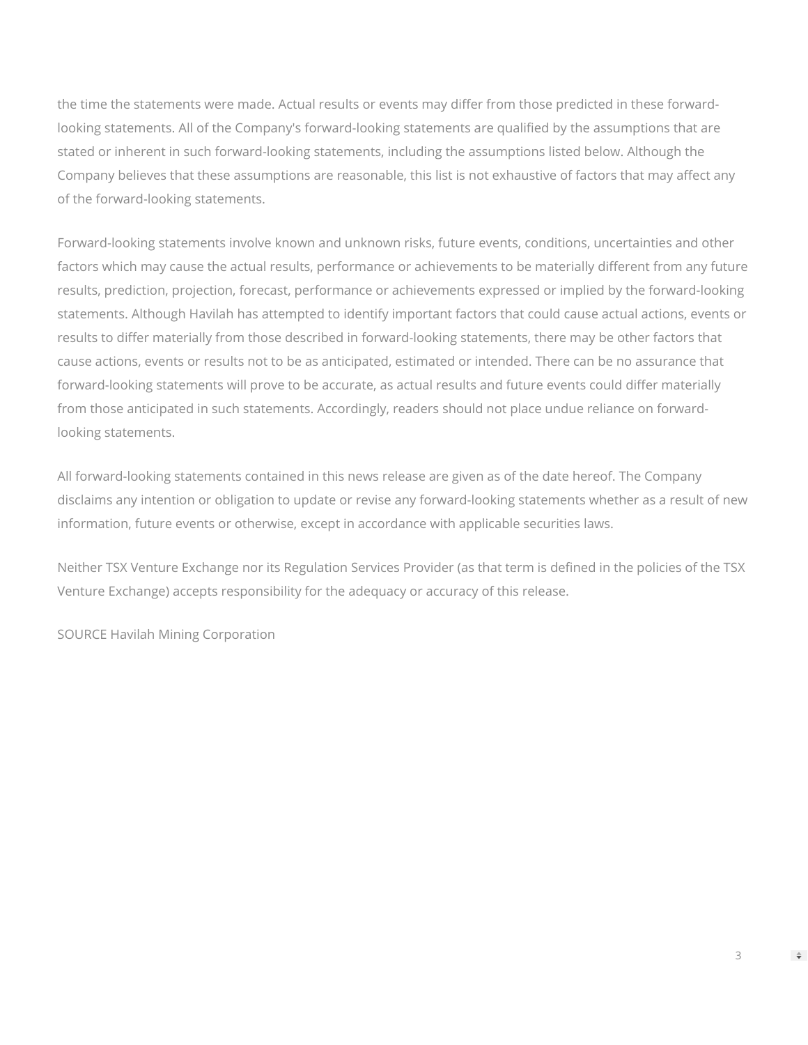the time the statements were made. Actual results or events may differ from those predicted in these forward-looking statements. All of the Company's forward-looking statements are qualified by the assumptions that are stated or inherent in such forward-looking statements, including the assumptions listed below. Although the Company believes that these assumptions are reasonable, this list is not exhaustive of factors that may affect any of the forward-looking statements.

Forward-looking statements involve known and unknown risks, future events, conditions, uncertainties and other factors which may cause the actual results, performance or achievements to be materially different from any future results, prediction, projection, forecast, performance or achievements expressed or implied by the forward-looking statements. Although Havilah has attempted to identify important factors that could cause actual actions, events or results to differ materially from those described in forward-looking statements, there may be other factors that cause actions, events or results not to be as anticipated, estimated or intended. There can be no assurance that forward-looking statements will prove to be accurate, as actual results and future events could differ materially from those anticipated in such statements. Accordingly, readers should not place undue reliance on forward-looking statements.

All forward-looking statements contained in this news release are given as of the date hereof. The Company disclaims any intention or obligation to update or revise any forward-looking statements whether as a result of new information, future events or otherwise, except in accordance with applicable securities laws.

Neither TSX Venture Exchange nor its Regulation Services Provider (as that term is defined in the policies of the TSX Venture Exchange) accepts responsibility for the adequacy or accuracy of this release.

SOURCE Havilah Mining Corporation